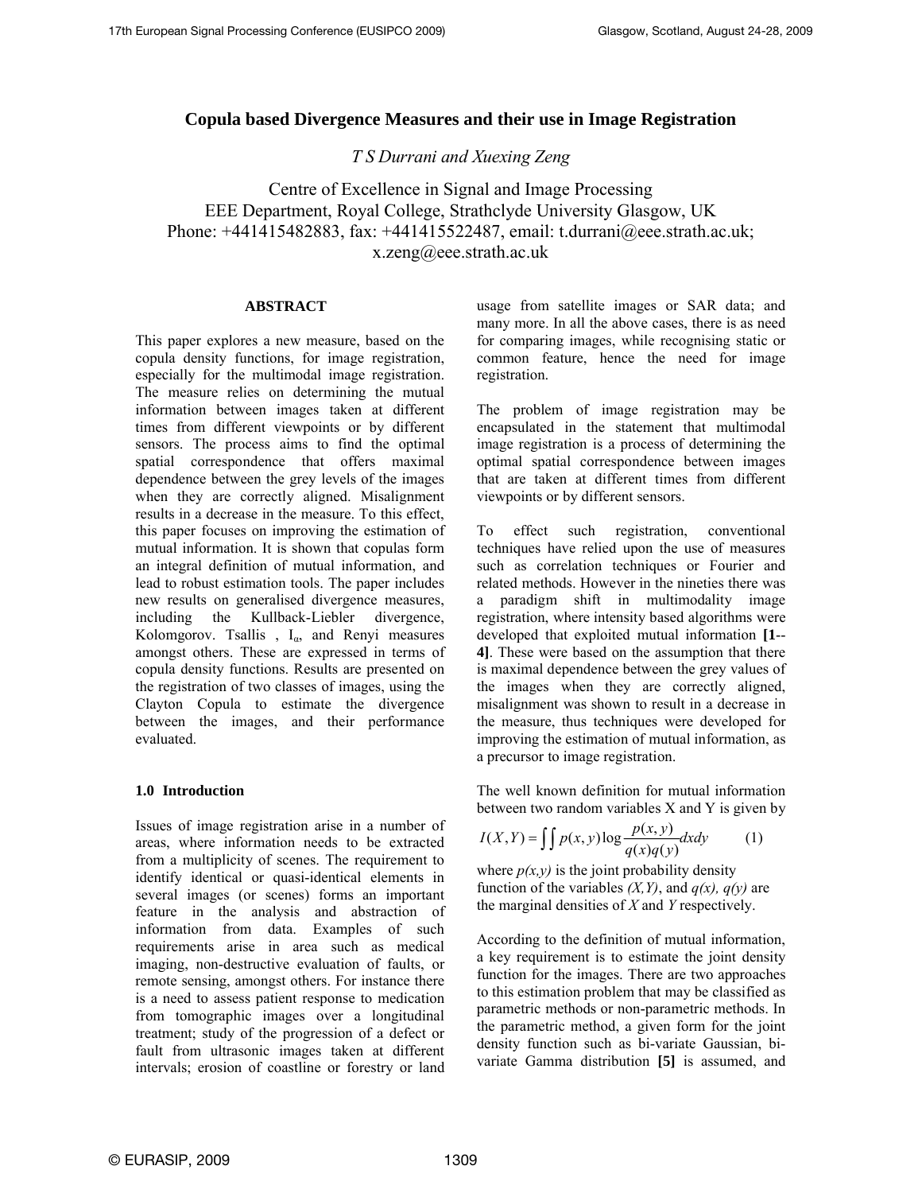# Copula based Divergence Measures and their use in Image Registration

*T S Durrani and Xuexing Zeng*

Centre of Excellence in Signal and Image Processing
EEE Department, Royal College, Strathclyde University Glasgow, UK
Phone: +441415482883, fax: +441415522487, email: t.durrani@eee.strath.ac.uk; x.zeng@eee.strath.ac.uk

## ABSTRACT

This paper explores a new measure, based on the copula density functions, for image registration, especially for the multimodal image registration. The measure relies on determining the mutual information between images taken at different times from different viewpoints or by different sensors. The process aims to find the optimal spatial correspondence that offers maximal dependence between the grey levels of the images when they are correctly aligned. Misalignment results in a decrease in the measure. To this effect, this paper focuses on improving the estimation of mutual information. It is shown that copulas form an integral definition of mutual information, and lead to robust estimation tools. The paper includes new results on generalised divergence measures, including the Kullback-Liebler divergence, Kolomgorov. Tsallis , $I_\alpha$, and Renyi measures amongst others. These are expressed in terms of copula density functions. Results are presented on the registration of two classes of images, using the Clayton Copula to estimate the divergence between the images, and their performance evaluated.

## 1.0 Introduction

Issues of image registration arise in a number of areas, where information needs to be extracted from a multiplicity of scenes. The requirement to identify identical or quasi-identical elements in several images (or scenes) forms an important feature in the analysis and abstraction of information from data. Examples of such requirements arise in area such as medical imaging, non-destructive evaluation of faults, or remote sensing, amongst others. For instance there is a need to assess patient response to medication from tomographic images over a longitudinal treatment; study of the progression of a defect or fault from ultrasonic images taken at different intervals; erosion of coastline or forestry or land usage from satellite images or SAR data; and many more. In all the above cases, there is as need for comparing images, while recognising static or common feature, hence the need for image registration.

The problem of image registration may be encapsulated in the statement that multimodal image registration is a process of determining the optimal spatial correspondence between images that are taken at different times from different viewpoints or by different sensors.

To effect such registration, conventional techniques have relied upon the use of measures such as correlation techniques or Fourier and related methods. However in the nineties there was a paradigm shift in multimodality image registration, where intensity based algorithms were developed that exploited mutual information **[1--4]**. These were based on the assumption that there is maximal dependence between the grey values of the images when they are correctly aligned, misalignment was shown to result in a decrease in the measure, thus techniques were developed for improving the estimation of mutual information, as a precursor to image registration.

The well known definition for mutual information between two random variables X and Y is given by

$$I(X,Y) = \iint p(x,y) \log \frac{p(x,y)}{q(x)q(y)} dxdy \qquad (1)$$

where $p(x,y)$ is the joint probability density function of the variables $(X,Y)$, and $q(x)$, $q(y)$ are the marginal densities of $X$ and $Y$ respectively.

According to the definition of mutual information, a key requirement is to estimate the joint density function for the images. There are two approaches to this estimation problem that may be classified as parametric methods or non-parametric methods. In the parametric method, a given form for the joint density function such as bi-variate Gaussian, bi-variate Gamma distribution **[5]** is assumed, and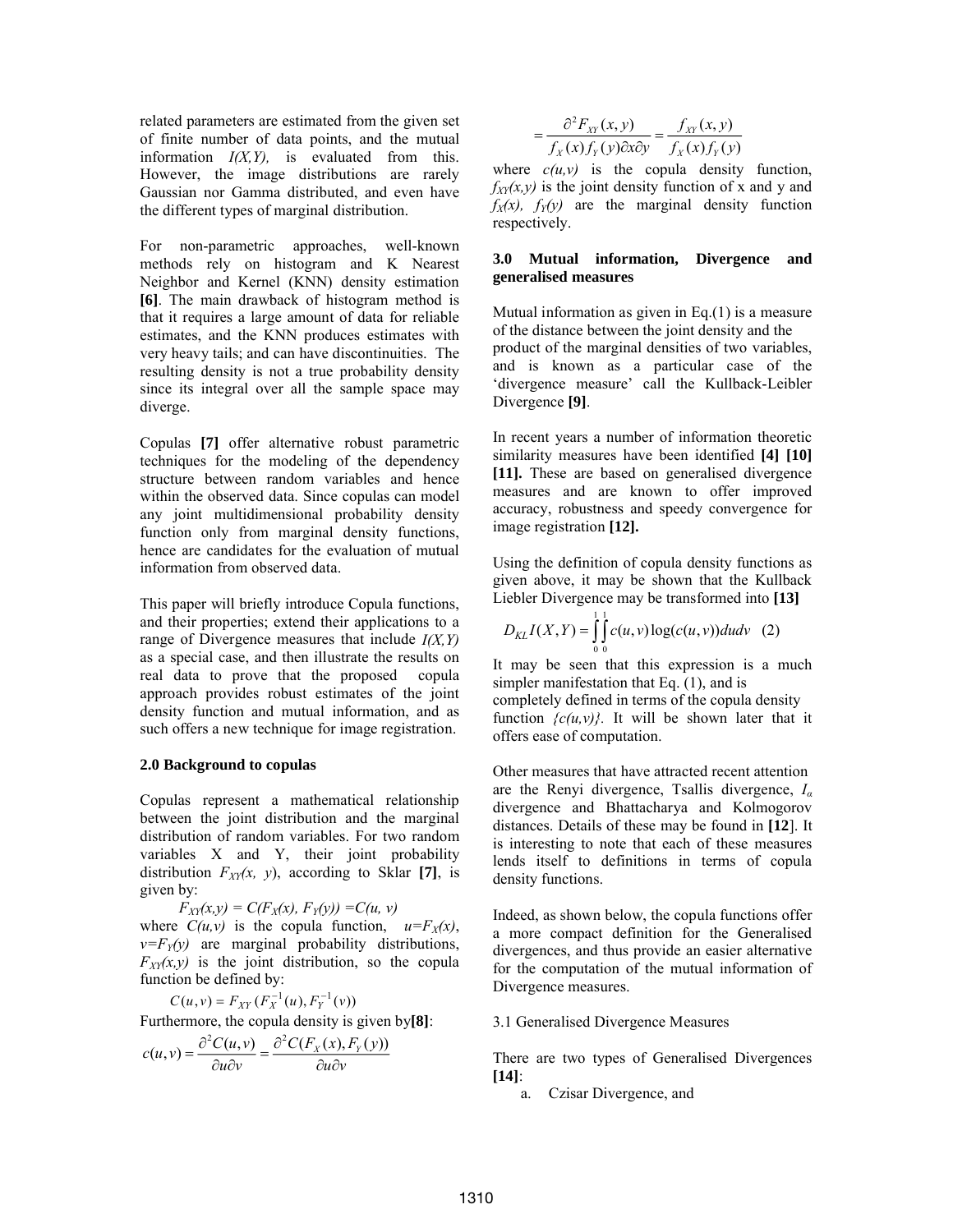related parameters are estimated from the given set of finite number of data points, and the mutual information *I(X,Y),* is evaluated from this. However, the image distributions are rarely Gaussian nor Gamma distributed, and even have the different types of marginal distribution.

For non-parametric approaches, well-known methods rely on histogram and K Nearest Neighbor and Kernel (KNN) density estimation **[6]**. The main drawback of histogram method is that it requires a large amount of data for reliable estimates, and the KNN produces estimates with very heavy tails; and can have discontinuities. The resulting density is not a true probability density since its integral over all the sample space may diverge.

Copulas **[7]** offer alternative robust parametric techniques for the modeling of the dependency structure between random variables and hence within the observed data. Since copulas can model any joint multidimensional probability density function only from marginal density functions, hence are candidates for the evaluation of mutual information from observed data.

This paper will briefly introduce Copula functions, and their properties; extend their applications to a range of Divergence measures that include *I(X,Y)* as a special case, and then illustrate the results on real data to prove that the proposed copula approach provides robust estimates of the joint density function and mutual information, and as such offers a new technique for image registration.

## 2.0 Background to copulas

Copulas represent a mathematical relationship between the joint distribution and the marginal distribution of random variables. For two random variables X and Y, their joint probability distribution $F_{XY}(x, y)$, according to Sklar **[7]**, is given by:

$$F_{XY}(x,y) = C(F_X(x), F_Y(y)) = C(u, v)$$

where $C(u,v)$ is the copula function, $u=F_X(x)$, $v=F_Y(y)$ are marginal probability distributions, $F_{XY}(x,y)$ is the joint distribution, so the copula function be defined by:

$$C(u,v) = F_{XY}(F_X^{-1}(u), F_Y^{-1}(v))$$

Furthermore, the copula density is given by**[8]**:

$$c(u,v) = \frac{\partial^2 C(u,v)}{\partial u \partial v} = \frac{\partial^2 C(F_X(x), F_Y(y))}{\partial u \partial v}$$

$$= \frac{\partial^2 F_{XY}(x,y)}{f_X(x) f_Y(y) \partial x \partial y} = \frac{f_{XY}(x,y)}{f_X(x) f_Y(y)}$$

where $c(u,v)$ is the copula density function, $f_{XY}(x,y)$ is the joint density function of x and y and $f_X(x)$, $f_Y(y)$ are the marginal density function respectively.

## 3.0 Mutual information, Divergence and generalised measures

Mutual information as given in Eq.(1) is a measure of the distance between the joint density and the product of the marginal densities of two variables, and is known as a particular case of the 'divergence measure' call the Kullback-Leibler Divergence **[9]**.

In recent years a number of information theoretic similarity measures have been identified **[4] [10] [11].** These are based on generalised divergence measures and are known to offer improved accuracy, robustness and speedy convergence for image registration **[12].**

Using the definition of copula density functions as given above, it may be shown that the Kullback Liebler Divergence may be transformed into **[13]**

$$D_{KL} I(X,Y) = \int_0^1 \int_0^1 c(u,v) \log(c(u,v)) du dv \quad (2)$$

It may be seen that this expression is a much simpler manifestation that Eq. (1), and is completely defined in terms of the copula density function *{c(u,v)}*. It will be shown later that it offers ease of computation.

Other measures that have attracted recent attention are the Renyi divergence, Tsallis divergence, $I_\alpha$ divergence and Bhattacharya and Kolmogorov distances. Details of these may be found in **[12]**. It is interesting to note that each of these measures lends itself to definitions in terms of copula density functions.

Indeed, as shown below, the copula functions offer a more compact definition for the Generalised divergences, and thus provide an easier alternative for the computation of the mutual information of Divergence measures.

### 3.1 Generalised Divergence Measures

There are two types of Generalised Divergences **[14]**:

a. Czisar Divergence, and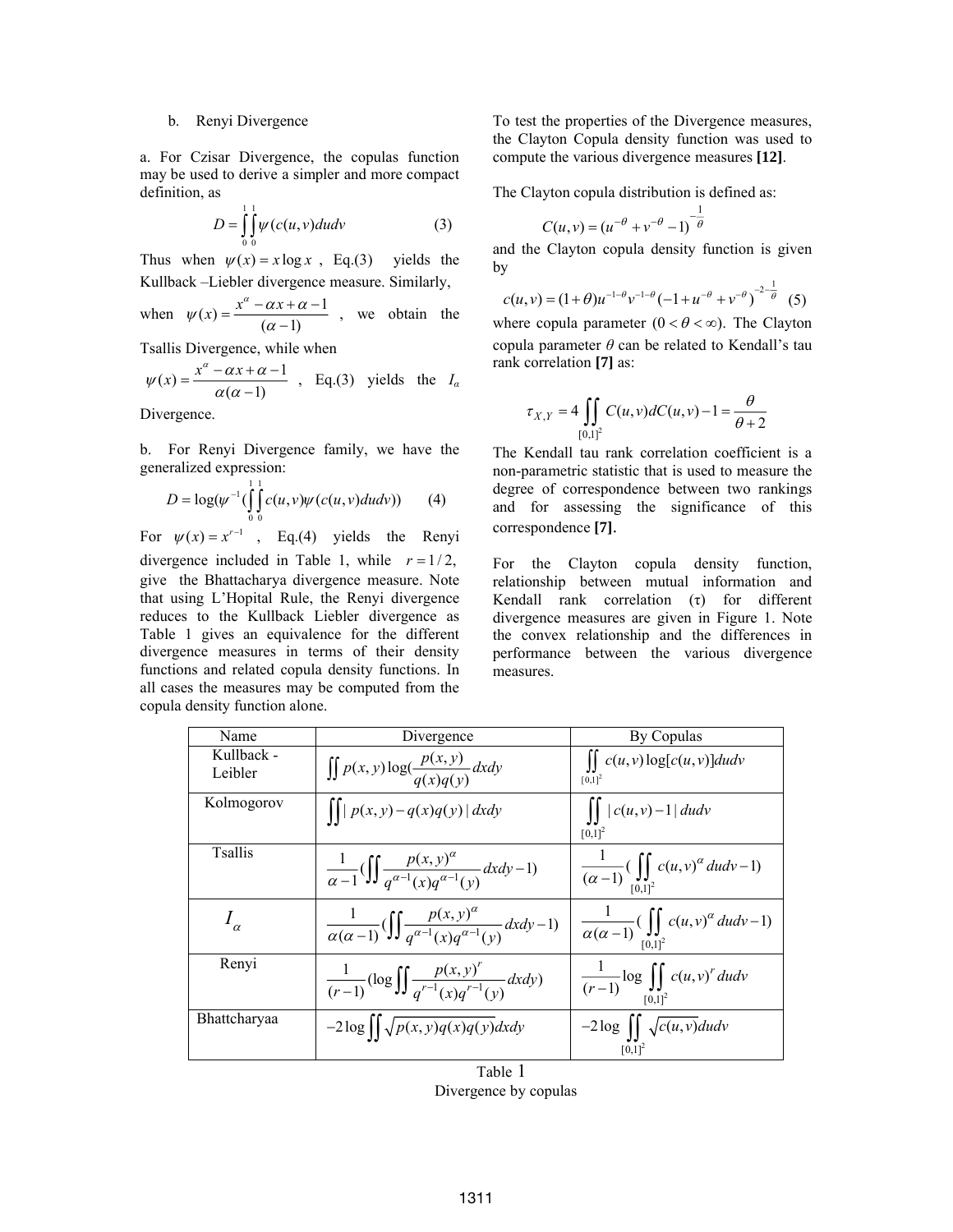b. Renyi Divergence

a. For Czisar Divergence, the copulas function may be used to derive a simpler and more compact definition, as

$$D = \int_0^1 \int_0^1 \psi(c(u,v)dudv \qquad (3)$$

Thus when $\psi(x) = x \log x$, Eq.(3) yields the Kullback –Liebler divergence measure. Similarly, when $\psi(x) = \dfrac{x^\alpha - \alpha x + \alpha - 1}{(\alpha - 1)}$, we obtain the Tsallis Divergence, while when $\psi(x) = \dfrac{x^\alpha - \alpha x + \alpha - 1}{\alpha(\alpha - 1)}$, Eq.(3) yields the $I_\alpha$ Divergence.

b. For Renyi Divergence family, we have the generalized expression:

$$D = \log(\psi^{-1}(\int_0^1 \int_0^1 c(u,v)\psi(c(u,v)dudv)) \qquad (4)$$

For $\psi(x) = x^{r-1}$, Eq.(4) yields the Renyi divergence included in Table 1, while $r = 1/2$, give the Bhattacharya divergence measure. Note that using L'Hopital Rule, the Renyi divergence reduces to the Kullback Liebler divergence as Table 1 gives an equivalence for the different divergence measures in terms of their density functions and related copula density functions. In all cases the measures may be computed from the copula density function alone.

To test the properties of the Divergence measures, the Clayton Copula density function was used to compute the various divergence measures **[12]**.

The Clayton copula distribution is defined as:

$$C(u,v) = (u^{-\theta} + v^{-\theta} - 1)^{-\frac{1}{\theta}}$$

and the Clayton copula density function is given by

$$c(u,v) = (1+\theta)u^{-1-\theta}v^{-1-\theta}(-1 + u^{-\theta} + v^{-\theta})^{-2-\frac{1}{\theta}} \qquad (5)$$

where copula parameter ($0 < \theta < \infty$). The Clayton copula parameter $\theta$ can be related to Kendall's tau rank correlation **[7]** as:

$$\tau_{X,Y} = 4 \iint_{[0,1]^2} C(u,v)dC(u,v) - 1 = \frac{\theta}{\theta + 2}$$

The Kendall tau rank correlation coefficient is a non-parametric statistic that is used to measure the degree of correspondence between two rankings and for assessing the significance of this correspondence **[7].**

For the Clayton copula density function, relationship between mutual information and Kendall rank correlation (τ) for different divergence measures are given in Figure 1. Note the convex relationship and the differences in performance between the various divergence measures.

| Name | Divergence | By Copulas |
|---|---|---|
| Kullback - Leibler | $\iint p(x,y)\log(\dfrac{p(x,y)}{q(x)q(y)}dxdy$ | $\iint_{[0,1]^2} c(u,v)\log[c(u,v)]dudv$ |
| Kolmogorov | $\iint \| p(x,y) - q(x)q(y) \| dxdy$ | $\iint_{[0,1]^2} \| c(u,v) - 1 \| dudv$ |
| Tsallis | $\dfrac{1}{\alpha - 1}(\iint \dfrac{p(x,y)^\alpha}{q^{\alpha-1}(x)q^{\alpha-1}(y)}dxdy - 1)$ | $\dfrac{1}{(\alpha - 1)}(\iint_{[0,1]^2} c(u,v)^\alpha dudv - 1)$ |
| $I_\alpha$ | $\dfrac{1}{\alpha(\alpha - 1)}(\iint \dfrac{p(x,y)^\alpha}{q^{\alpha-1}(x)q^{\alpha-1}(y)}dxdy - 1)$ | $\dfrac{1}{\alpha(\alpha - 1)}(\iint_{[0,1]^2} c(u,v)^\alpha dudv - 1)$ |
| Renyi | $\dfrac{1}{(r-1)}(\log \iint \dfrac{p(x,y)^r}{q^{r-1}(x)q^{r-1}(y)}dxdy)$ | $\dfrac{1}{(r-1)}\log \iint_{[0,1]^2} c(u,v)^r dudv$ |
| Bhattcharyaa | $-2\log \iint \sqrt{p(x,y)q(x)q(y)}dxdy$ | $-2\log \iint_{[0,1]^2} \sqrt{c(u,v)}dudv$ |

Table 1
Divergence by copulas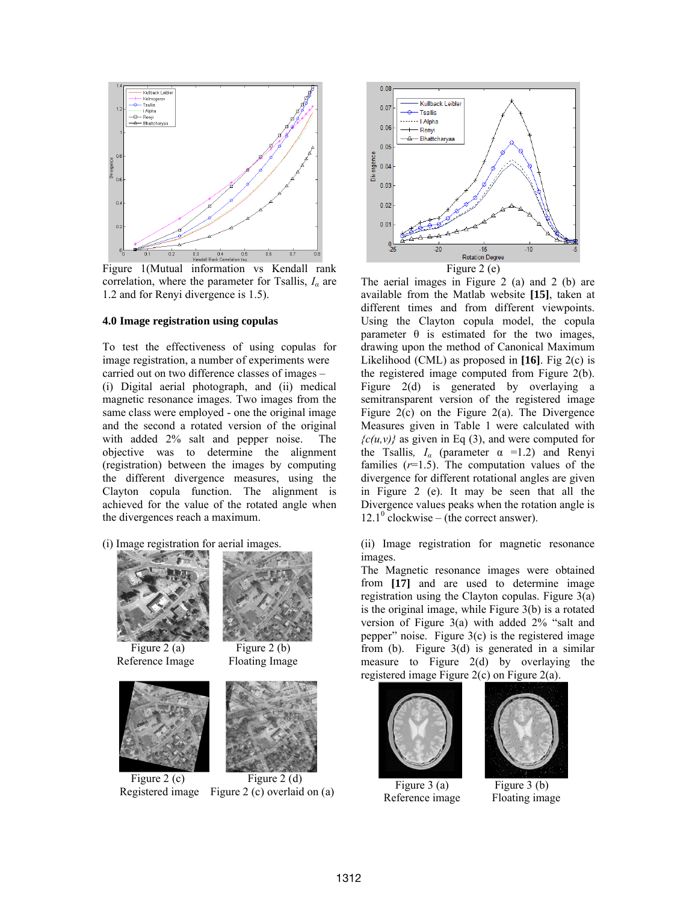Figure 1(Mutual information vs Kendall rank correlation, where the parameter for Tsallis, $I_\alpha$ are 1.2 and for Renyi divergence is 1.5).

### 4.0 Image registration using copulas

To test the effectiveness of using copulas for image registration, a number of experiments were carried out on two difference classes of images – (i) Digital aerial photograph, and (ii) medical magnetic resonance images. Two images from the same class were employed - one the original image and the second a rotated version of the original with added 2% salt and pepper noise. The objective was to determine the alignment (registration) between the images by computing the different divergence measures, using the Clayton copula function. The alignment is achieved for the value of the rotated angle when the divergences reach a maximum.

(i) Image registration for aerial images.

Figure 2 (a) Reference Image

Figure 2 (b) Floating Image

Figure 2 (c) Registered image

Figure 2 (d) Figure 2 (c) overlaid on (a)

Figure 2 (e)

The aerial images in Figure 2 (a) and 2 (b) are available from the Matlab website **[15]**, taken at different times and from different viewpoints. Using the Clayton copula model, the copula parameter θ is estimated for the two images, drawing upon the method of Canonical Maximum Likelihood (CML) as proposed in **[16]**. Fig 2(c) is the registered image computed from Figure 2(b). Figure 2(d) is generated by overlaying a semitransparent version of the registered image Figure 2(c) on the Figure 2(a). The Divergence Measures given in Table 1 were calculated with *{c(u,v)}* as given in Eq (3), and were computed for the Tsallis, $I_\alpha$ (parameter $\alpha = 1.2$) and Renyi families ($r$=1.5). The computation values of the divergence for different rotational angles are given in Figure 2 (e). It may be seen that all the Divergence values peaks when the rotation angle is $12.1^0$ clockwise – (the correct answer).

(ii) Image registration for magnetic resonance images.

The Magnetic resonance images were obtained from **[17]** and are used to determine image registration using the Clayton copulas. Figure 3(a) is the original image, while Figure 3(b) is a rotated version of Figure 3(a) with added 2% "salt and pepper" noise. Figure 3(c) is the registered image from (b). Figure 3(d) is generated in a similar measure to Figure 2(d) by overlaying the registered image Figure 2(c) on Figure 2(a).

Figure 3 (a) Reference image

Figure 3 (b) Floating image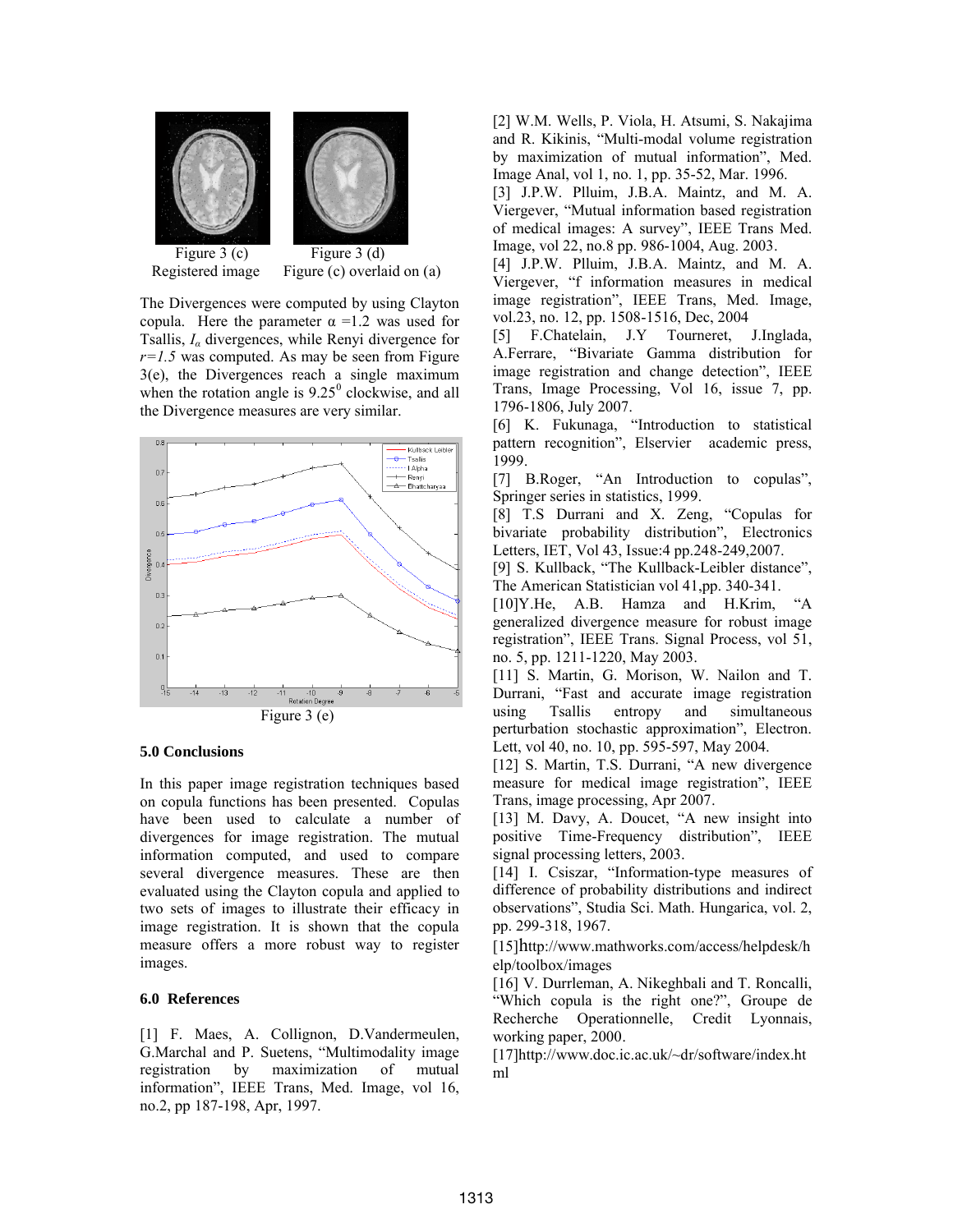Figure 3 (c)
Registered image

Figure 3 (d)
Figure (c) overlaid on (a)

The Divergences were computed by using Clayton copula. Here the parameter $\alpha$ =1.2 was used for Tsallis, $I_\alpha$ divergences, while Renyi divergence for $r=1.5$ was computed. As may be seen from Figure 3(e), the Divergences reach a single maximum when the rotation angle is $9.25^0$ clockwise, and all the Divergence measures are very similar.

Kullback Leibler
Tsallis
I Alpha
Renyi
Bhattcharyaa

Divergence

Rotation Degree

0.8
0.7
0.6
0.5
0.4
0.3
0.2
0.1
0

-15 -14 -13 -12 -11 -10 -9 -8 -7 -6 -5

Figure 3 (e)

## 5.0 Conclusions

In this paper image registration techniques based on copula functions has been presented. Copulas have been used to calculate a number of divergences for image registration. The mutual information computed, and used to compare several divergence measures. These are then evaluated using the Clayton copula and applied to two sets of images to illustrate their efficacy in image registration. It is shown that the copula measure offers a more robust way to register images.

## 6.0 References

[1] F. Maes, A. Collignon, D.Vandermeulen, G.Marchal and P. Suetens, "Multimodality image registration by maximization of mutual information", IEEE Trans, Med. Image, vol 16, no.2, pp 187-198, Apr, 1997.

[2] W.M. Wells, P. Viola, H. Atsumi, S. Nakajima and R. Kikinis, "Multi-modal volume registration by maximization of mutual information", Med. Image Anal, vol 1, no. 1, pp. 35-52, Mar. 1996.

[3] J.P.W. Plluim, J.B.A. Maintz, and M. A. Viergever, "Mutual information based registration of medical images: A survey", IEEE Trans Med. Image, vol 22, no.8 pp. 986-1004, Aug. 2003.

[4] J.P.W. Plluim, J.B.A. Maintz, and M. A. Viergever, "f information measures in medical image registration", IEEE Trans, Med. Image, vol.23, no. 12, pp. 1508-1516, Dec, 2004

[5] F.Chatelain, J.Y Tourneret, J.Inglada, A.Ferrare, "Bivariate Gamma distribution for image registration and change detection", IEEE Trans, Image Processing, Vol 16, issue 7, pp. 1796-1806, July 2007.

[6] K. Fukunaga, "Introduction to statistical pattern recognition", Elservier academic press, 1999.

[7] B.Roger, "An Introduction to copulas", Springer series in statistics, 1999.

[8] T.S Durrani and X. Zeng, "Copulas for bivariate probability distribution", Electronics Letters, IET, Vol 43, Issue:4 pp.248-249,2007.

[9] S. Kullback, "The Kullback-Leibler distance", The American Statistician vol 41,pp. 340-341.

[10]Y.He, A.B. Hamza and H.Krim, "A generalized divergence measure for robust image registration", IEEE Trans. Signal Process, vol 51, no. 5, pp. 1211-1220, May 2003.

[11] S. Martin, G. Morison, W. Nailon and T. Durrani, "Fast and accurate image registration using Tsallis entropy and simultaneous perturbation stochastic approximation", Electron. Lett, vol 40, no. 10, pp. 595-597, May 2004.

[12] S. Martin, T.S. Durrani, "A new divergence measure for medical image registration", IEEE Trans, image processing, Apr 2007.

[13] M. Davy, A. Doucet, "A new insight into positive Time-Frequency distribution", IEEE signal processing letters, 2003.

[14] I. Csiszar, "Information-type measures of difference of probability distributions and indirect observations", Studia Sci. Math. Hungarica, vol. 2, pp. 299-318, 1967.

[15]http://www.mathworks.com/access/helpdesk/help/toolbox/images

[16] V. Durrleman, A. Nikeghbali and T. Roncalli, "Which copula is the right one?", Groupe de Recherche Operationnelle, Credit Lyonnais, working paper, 2000.

[17]http://www.doc.ic.ac.uk/~dr/software/index.html